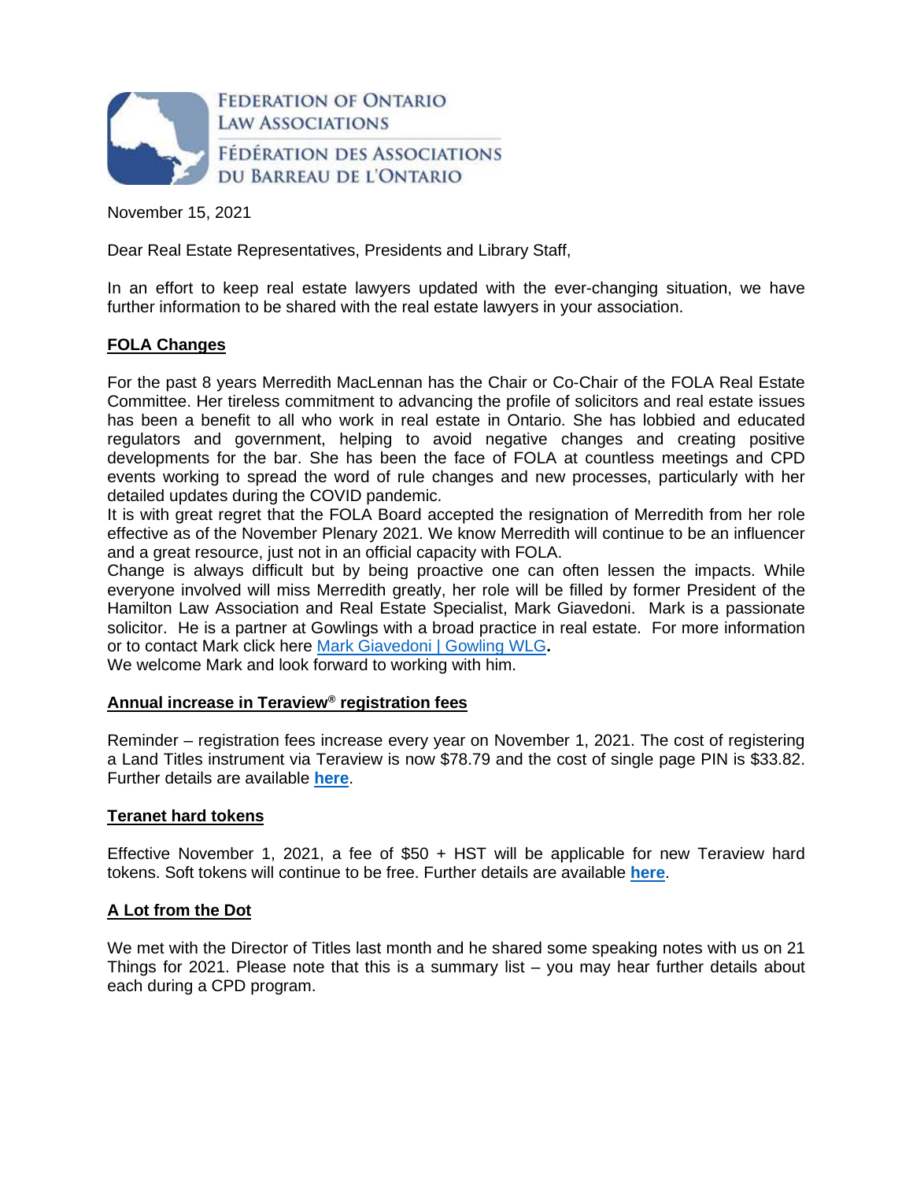FEDERATION OF ONTARIO LAW ASSOCIATIONS

FÉDÉRATION DES ASSOCIATIONS DU BARREAU DE L'ONTARIO

November 15, 2021

Dear Real Estate Representatives, Presidents and Library Staff,

In an effort to keep real estate lawyers updated with the ever-changing situation, we have further information to be shared with the real estate lawyers in your association.

## FOLA Changes

For the past 8 years Merredith MacLennan has the Chair or Co-Chair of the FOLA Real Estate Committee. Her tireless commitment to advancing the profile of solicitors and real estate issues has been a benefit to all who work in real estate in Ontario. She has lobbied and educated regulators and government, helping to avoid negative changes and creating positive developments for the bar. She has been the face of FOLA at countless meetings and CPD events working to spread the word of rule changes and new processes, particularly with her detailed updates during the COVID pandemic.

It is with great regret that the FOLA Board accepted the resignation of Merredith from her role effective as of the November Plenary 2021. We know Merredith will continue to be an influencer and a great resource, just not in an official capacity with FOLA.

Change is always difficult but by being proactive one can often lessen the impacts. While everyone involved will miss Merredith greatly, her role will be filled by former President of the Hamilton Law Association and Real Estate Specialist, Mark Giavedoni. Mark is a passionate solicitor. He is a partner at Gowlings with a broad practice in real estate. For more information or to contact Mark click here Mark Giavedoni | Gowling WLG.

We welcome Mark and look forward to working with him.

## Annual increase in Teraview® registration fees

Reminder – registration fees increase every year on November 1, 2021. The cost of registering a Land Titles instrument via Teraview is now $78.79 and the cost of single page PIN is $33.82. Further details are available **here**.

## Teranet hard tokens

Effective November 1, 2021, a fee of $50 + HST will be applicable for new Teraview hard tokens. Soft tokens will continue to be free. Further details are available **here**.

## A Lot from the Dot

We met with the Director of Titles last month and he shared some speaking notes with us on 21 Things for 2021. Please note that this is a summary list – you may hear further details about each during a CPD program.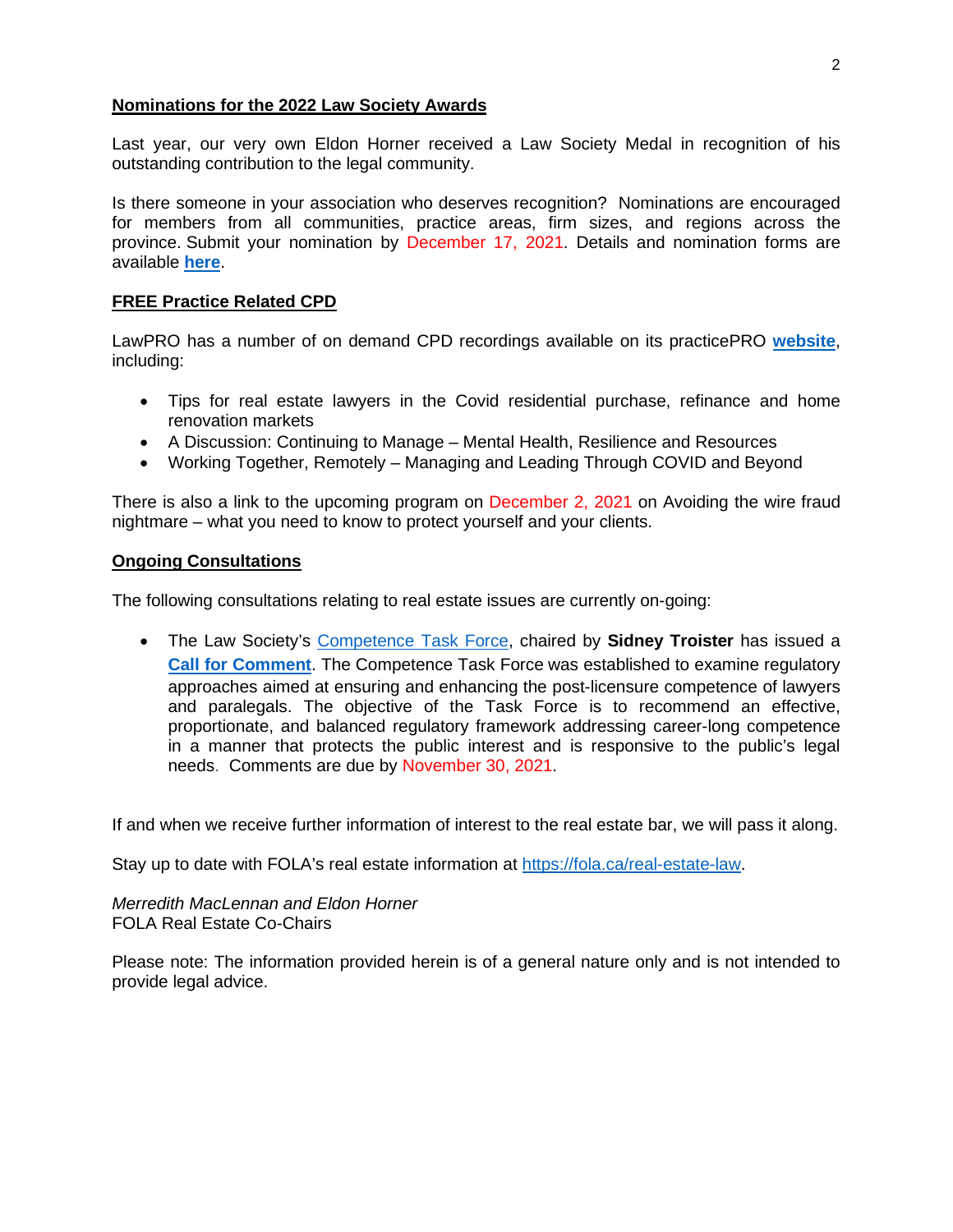## Nominations for the 2022 Law Society Awards

Last year, our very own Eldon Horner received a Law Society Medal in recognition of his outstanding contribution to the legal community.

Is there someone in your association who deserves recognition? Nominations are encouraged for members from all communities, practice areas, firm sizes, and regions across the province. Submit your nomination by December 17, 2021. Details and nomination forms are available **here**.

## FREE Practice Related CPD

LawPRO has a number of on demand CPD recordings available on its practicePRO **website**, including:

- Tips for real estate lawyers in the Covid residential purchase, refinance and home renovation markets
- A Discussion: Continuing to Manage – Mental Health, Resilience and Resources
- Working Together, Remotely – Managing and Leading Through COVID and Beyond

There is also a link to the upcoming program on December 2, 2021 on Avoiding the wire fraud nightmare – what you need to know to protect yourself and your clients.

## Ongoing Consultations

The following consultations relating to real estate issues are currently on-going:

- The Law Society's Competence Task Force, chaired by **Sidney Troister** has issued a **Call for Comment**. The Competence Task Force was established to examine regulatory approaches aimed at ensuring and enhancing the post-licensure competence of lawyers and paralegals. The objective of the Task Force is to recommend an effective, proportionate, and balanced regulatory framework addressing career-long competence in a manner that protects the public interest and is responsive to the public's legal needs. Comments are due by November 30, 2021.

If and when we receive further information of interest to the real estate bar, we will pass it along.

Stay up to date with FOLA's real estate information at https://fola.ca/real-estate-law.

*Merredith MacLennan and Eldon Horner*
FOLA Real Estate Co-Chairs

Please note: The information provided herein is of a general nature only and is not intended to provide legal advice.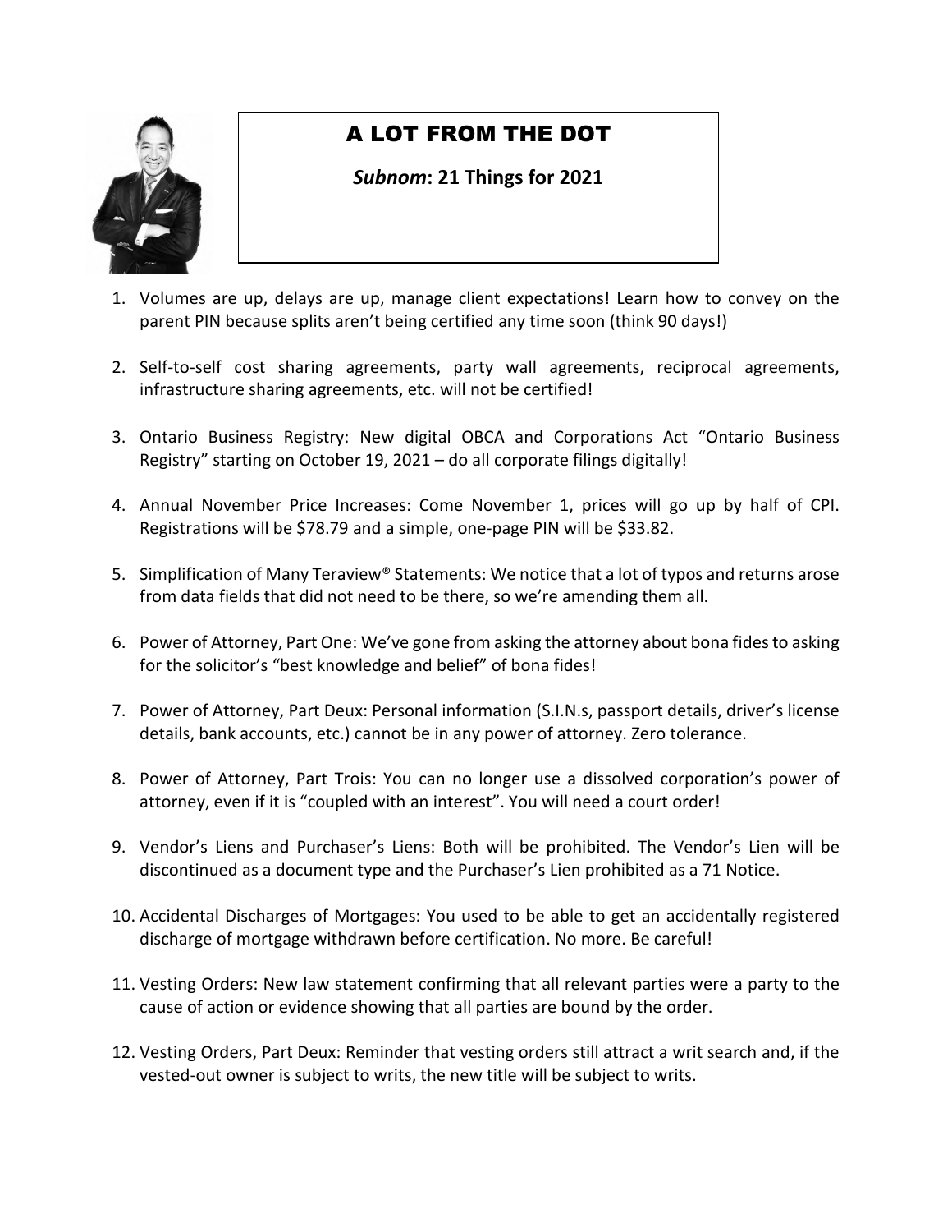# A LOT FROM THE DOT

***Subnom*: 21 Things for 2021**

1. Volumes are up, delays are up, manage client expectations! Learn how to convey on the parent PIN because splits aren't being certified any time soon (think 90 days!)

2. Self-to-self cost sharing agreements, party wall agreements, reciprocal agreements, infrastructure sharing agreements, etc. will not be certified!

3. Ontario Business Registry: New digital OBCA and Corporations Act "Ontario Business Registry" starting on October 19, 2021 – do all corporate filings digitally!

4. Annual November Price Increases: Come November 1, prices will go up by half of CPI. Registrations will be $78.79 and a simple, one-page PIN will be $33.82.

5. Simplification of Many Teraview® Statements: We notice that a lot of typos and returns arose from data fields that did not need to be there, so we're amending them all.

6. Power of Attorney, Part One: We've gone from asking the attorney about bona fides to asking for the solicitor's "best knowledge and belief" of bona fides!

7. Power of Attorney, Part Deux: Personal information (S.I.N.s, passport details, driver's license details, bank accounts, etc.) cannot be in any power of attorney. Zero tolerance.

8. Power of Attorney, Part Trois: You can no longer use a dissolved corporation's power of attorney, even if it is "coupled with an interest". You will need a court order!

9. Vendor's Liens and Purchaser's Liens: Both will be prohibited. The Vendor's Lien will be discontinued as a document type and the Purchaser's Lien prohibited as a 71 Notice.

10. Accidental Discharges of Mortgages: You used to be able to get an accidentally registered discharge of mortgage withdrawn before certification. No more. Be careful!

11. Vesting Orders: New law statement confirming that all relevant parties were a party to the cause of action or evidence showing that all parties are bound by the order.

12. Vesting Orders, Part Deux: Reminder that vesting orders still attract a writ search and, if the vested-out owner is subject to writs, the new title will be subject to writs.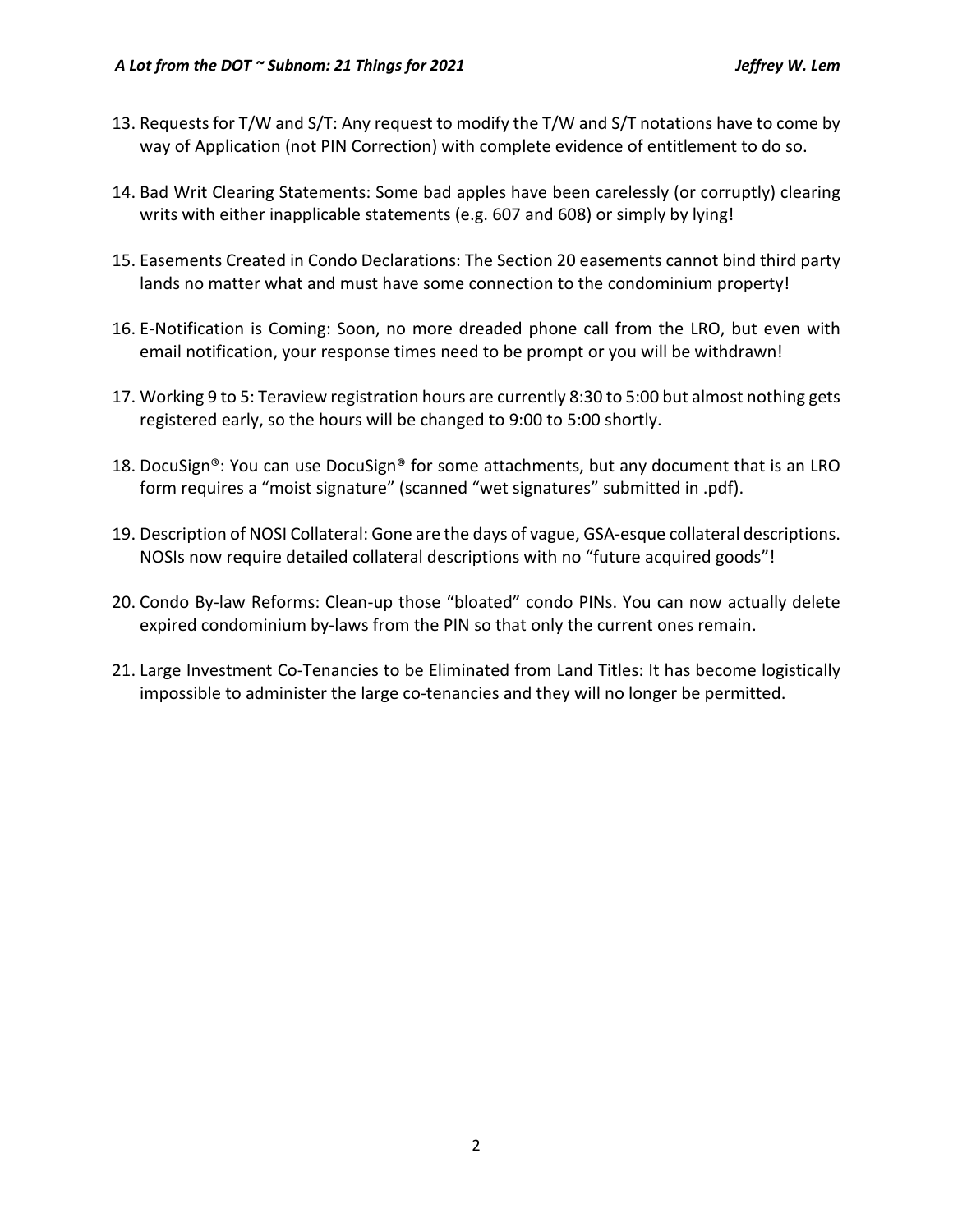13. Requests for T/W and S/T: Any request to modify the T/W and S/T notations have to come by way of Application (not PIN Correction) with complete evidence of entitlement to do so.

14. Bad Writ Clearing Statements: Some bad apples have been carelessly (or corruptly) clearing writs with either inapplicable statements (e.g. 607 and 608) or simply by lying!

15. Easements Created in Condo Declarations: The Section 20 easements cannot bind third party lands no matter what and must have some connection to the condominium property!

16. E-Notification is Coming: Soon, no more dreaded phone call from the LRO, but even with email notification, your response times need to be prompt or you will be withdrawn!

17. Working 9 to 5: Teraview registration hours are currently 8:30 to 5:00 but almost nothing gets registered early, so the hours will be changed to 9:00 to 5:00 shortly.

18. DocuSign®: You can use DocuSign® for some attachments, but any document that is an LRO form requires a "moist signature" (scanned "wet signatures" submitted in .pdf).

19. Description of NOSI Collateral: Gone are the days of vague, GSA-esque collateral descriptions. NOSIs now require detailed collateral descriptions with no "future acquired goods"!

20. Condo By-law Reforms: Clean-up those "bloated" condo PINs. You can now actually delete expired condominium by-laws from the PIN so that only the current ones remain.

21. Large Investment Co-Tenancies to be Eliminated from Land Titles: It has become logistically impossible to administer the large co-tenancies and they will no longer be permitted.